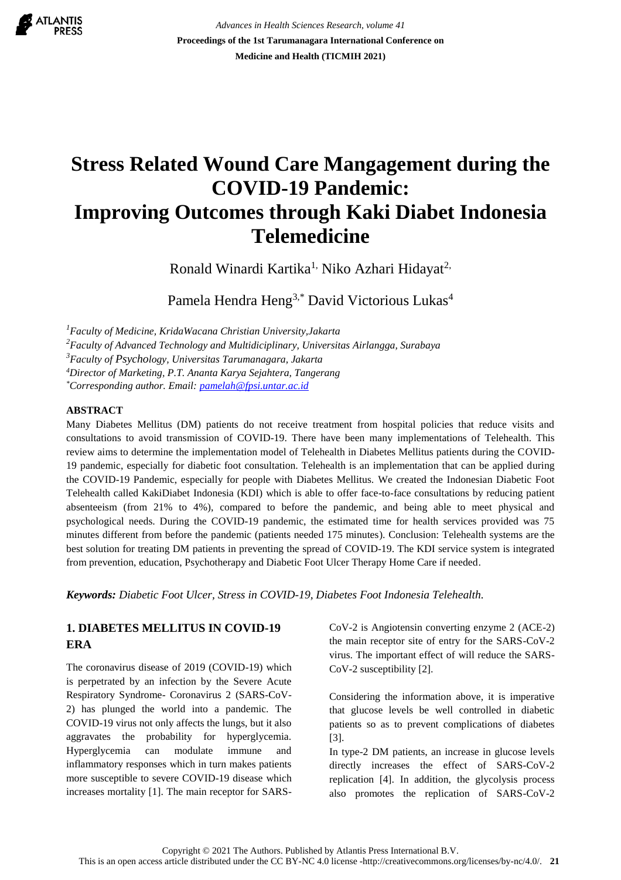# Stress Related Wound Care Mangagement during the COVID-19 Pandemic: Improving Outcomes through Kaki Diabet Indonesia Telemedicine

Ronald Winardi Kartika[1], Niko Azhari Hidayat[2], Pamela Hendra Heng[3,*] David Victorious Lukas[4]

[1]Faculty of Medicine, KridaWacana Christian University,Jakarta
[2]Faculty of Advanced Technology and Multidiciplinary, Universitas Airlangga, Surabaya
[3]Faculty of Psychology, Universitas Tarumanagara, Jakarta
[4]Director of Marketing, P.T. Ananta Karya Sejahtera, Tangerang
*Corresponding author. Email: pamelah@fpsi.untar.ac.id

## ABSTRACT

Many Diabetes Mellitus (DM) patients do not receive treatment from hospital policies that reduce visits and consultations to avoid transmission of COVID-19. There have been many implementations of Telehealth. This review aims to determine the implementation model of Telehealth in Diabetes Mellitus patients during the COVID-19 pandemic, especially for diabetic foot consultation. Telehealth is an implementation that can be applied during the COVID-19 Pandemic, especially for people with Diabetes Mellitus. We created the Indonesian Diabetic Foot Telehealth called KakiDiabet Indonesia (KDI) which is able to offer face-to-face consultations by reducing patient absenteeism (from 21% to 4%), compared to before the pandemic, and being able to meet physical and psychological needs. During the COVID-19 pandemic, the estimated time for health services provided was 75 minutes different from before the pandemic (patients needed 175 minutes). Conclusion: Telehealth systems are the best solution for treating DM patients in preventing the spread of COVID-19. The KDI service system is integrated from prevention, education, Psychotherapy and Diabetic Foot Ulcer Therapy Home Care if needed.

***Keywords:*** *Diabetic Foot Ulcer, Stress in COVID-19, Diabetes Foot Indonesia Telehealth.*

## 1. DIABETES MELLITUS IN COVID-19 ERA

The coronavirus disease of 2019 (COVID-19) which is perpetrated by an infection by the Severe Acute Respiratory Syndrome- Coronavirus 2 (SARS-CoV-2) has plunged the world into a pandemic. The COVID-19 virus not only affects the lungs, but it also aggravates the probability for hyperglycemia. Hyperglycemia can modulate immune and inflammatory responses which in turn makes patients more susceptible to severe COVID-19 disease which increases mortality [1]. The main receptor for SARS-CoV-2 is Angiotensin converting enzyme 2 (ACE-2) the main receptor site of entry for the SARS-CoV-2 virus. The important effect of will reduce the SARS-CoV-2 susceptibility [2].

Considering the information above, it is imperative that glucose levels be well controlled in diabetic patients so as to prevent complications of diabetes [3].

In type-2 DM patients, an increase in glucose levels directly increases the effect of SARS-CoV-2 replication [4]. In addition, the glycolysis process also promotes the replication of SARS-CoV-2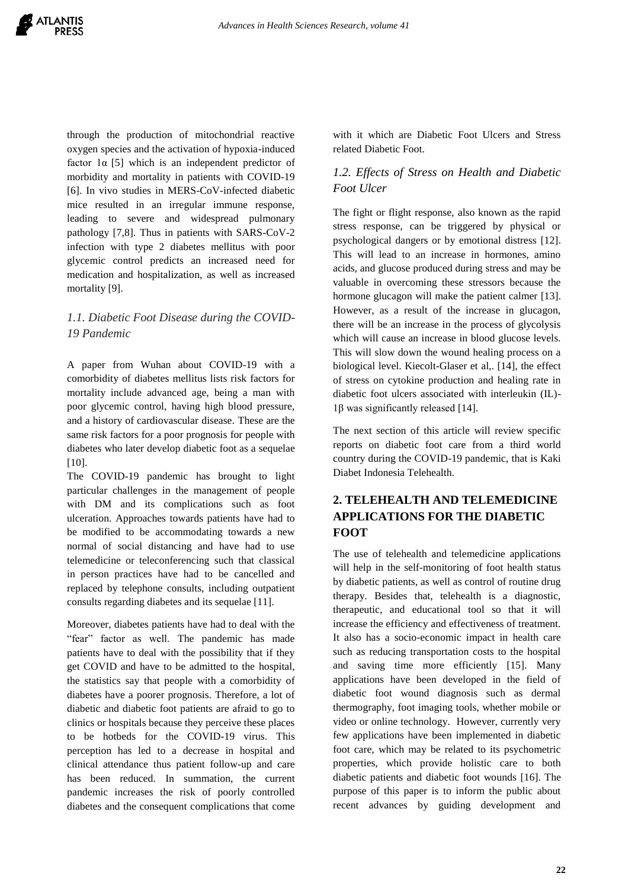through the production of mitochondrial reactive oxygen species and the activation of hypoxia-induced factor 1α [5] which is an independent predictor of morbidity and mortality in patients with COVID-19 [6]. In vivo studies in MERS-CoV-infected diabetic mice resulted in an irregular immune response, leading to severe and widespread pulmonary pathology [7,8]. Thus in patients with SARS-CoV-2 infection with type 2 diabetes mellitus with poor glycemic control predicts an increased need for medication and hospitalization, as well as increased mortality [9].

### *1.1. Diabetic Foot Disease during the COVID-19 Pandemic*

A paper from Wuhan about COVID-19 with a comorbidity of diabetes mellitus lists risk factors for mortality include advanced age, being a man with poor glycemic control, having high blood pressure, and a history of cardiovascular disease. These are the same risk factors for a poor prognosis for people with diabetes who later develop diabetic foot as a sequelae [10].

The COVID-19 pandemic has brought to light particular challenges in the management of people with DM and its complications such as foot ulceration. Approaches towards patients have had to be modified to be accommodating towards a new normal of social distancing and have had to use telemedicine or teleconferencing such that classical in person practices have had to be cancelled and replaced by telephone consults, including outpatient consults regarding diabetes and its sequelae [11].

Moreover, diabetes patients have had to deal with the "fear" factor as well. The pandemic has made patients have to deal with the possibility that if they get COVID and have to be admitted to the hospital, the statistics say that people with a comorbidity of diabetes have a poorer prognosis. Therefore, a lot of diabetic and diabetic foot patients are afraid to go to clinics or hospitals because they perceive these places to be hotbeds for the COVID-19 virus. This perception has led to a decrease in hospital and clinical attendance thus patient follow-up and care has been reduced. In summation, the current pandemic increases the risk of poorly controlled diabetes and the consequent complications that come with it which are Diabetic Foot Ulcers and Stress related Diabetic Foot.

### *1.2. Effects of Stress on Health and Diabetic Foot Ulcer*

The fight or flight response, also known as the rapid stress response, can be triggered by physical or psychological dangers or by emotional distress [12]. This will lead to an increase in hormones, amino acids, and glucose produced during stress and may be valuable in overcoming these stressors because the hormone glucagon will make the patient calmer [13]. However, as a result of the increase in glucagon, there will be an increase in the process of glycolysis which will cause an increase in blood glucose levels. This will slow down the wound healing process on a biological level. Kiecolt-Glaser et al,. [14], the effect of stress on cytokine production and healing rate in diabetic foot ulcers associated with interleukin (IL)-1β was significantly released [14].

The next section of this article will review specific reports on diabetic foot care from a third world country during the COVID-19 pandemic, that is Kaki Diabet Indonesia Telehealth.

## **2. TELEHEALTH AND TELEMEDICINE APPLICATIONS FOR THE DIABETIC FOOT**

The use of telehealth and telemedicine applications will help in the self-monitoring of foot health status by diabetic patients, as well as control of routine drug therapy. Besides that, telehealth is a diagnostic, therapeutic, and educational tool so that it will increase the efficiency and effectiveness of treatment. It also has a socio-economic impact in health care such as reducing transportation costs to the hospital and saving time more efficiently [15]. Many applications have been developed in the field of diabetic foot wound diagnosis such as dermal thermography, foot imaging tools, whether mobile or video or online technology. However, currently very few applications have been implemented in diabetic foot care, which may be related to its psychometric properties, which provide holistic care to both diabetic patients and diabetic foot wounds [16]. The purpose of this paper is to inform the public about recent advances by guiding development and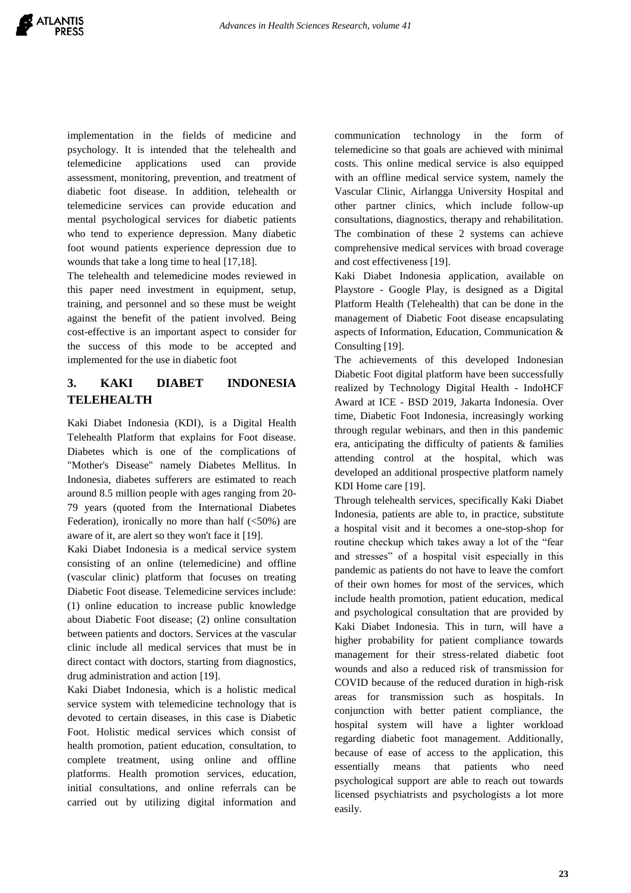implementation in the fields of medicine and psychology. It is intended that the telehealth and telemedicine applications used can provide assessment, monitoring, prevention, and treatment of diabetic foot disease. In addition, telehealth or telemedicine services can provide education and mental psychological services for diabetic patients who tend to experience depression. Many diabetic foot wound patients experience depression due to wounds that take a long time to heal [17,18].

The telehealth and telemedicine modes reviewed in this paper need investment in equipment, setup, training, and personnel and so these must be weight against the benefit of the patient involved. Being cost-effective is an important aspect to consider for the success of this mode to be accepted and implemented for the use in diabetic foot

## 3. KAKI DIABET INDONESIA TELEHEALTH

Kaki Diabet Indonesia (KDI), is a Digital Health Telehealth Platform that explains for Foot disease. Diabetes which is one of the complications of "Mother's Disease" namely Diabetes Mellitus. In Indonesia, diabetes sufferers are estimated to reach around 8.5 million people with ages ranging from 20-79 years (quoted from the International Diabetes Federation), ironically no more than half (<50%) are aware of it, are alert so they won't face it [19].

Kaki Diabet Indonesia is a medical service system consisting of an online (telemedicine) and offline (vascular clinic) platform that focuses on treating Diabetic Foot disease. Telemedicine services include: (1) online education to increase public knowledge about Diabetic Foot disease; (2) online consultation between patients and doctors. Services at the vascular clinic include all medical services that must be in direct contact with doctors, starting from diagnostics, drug administration and action [19].

Kaki Diabet Indonesia, which is a holistic medical service system with telemedicine technology that is devoted to certain diseases, in this case is Diabetic Foot. Holistic medical services which consist of health promotion, patient education, consultation, to complete treatment, using online and offline platforms. Health promotion services, education, initial consultations, and online referrals can be carried out by utilizing digital information and communication technology in the form of telemedicine so that goals are achieved with minimal costs. This online medical service is also equipped with an offline medical service system, namely the Vascular Clinic, Airlangga University Hospital and other partner clinics, which include follow-up consultations, diagnostics, therapy and rehabilitation. The combination of these 2 systems can achieve comprehensive medical services with broad coverage and cost effectiveness [19].

Kaki Diabet Indonesia application, available on Playstore - Google Play, is designed as a Digital Platform Health (Telehealth) that can be done in the management of Diabetic Foot disease encapsulating aspects of Information, Education, Communication & Consulting [19].

The achievements of this developed Indonesian Diabetic Foot digital platform have been successfully realized by Technology Digital Health - IndoHCF Award at ICE - BSD 2019, Jakarta Indonesia. Over time, Diabetic Foot Indonesia, increasingly working through regular webinars, and then in this pandemic era, anticipating the difficulty of patients & families attending control at the hospital, which was developed an additional prospective platform namely KDI Home care [19].

Through telehealth services, specifically Kaki Diabet Indonesia, patients are able to, in practice, substitute a hospital visit and it becomes a one-stop-shop for routine checkup which takes away a lot of the "fear and stresses" of a hospital visit especially in this pandemic as patients do not have to leave the comfort of their own homes for most of the services, which include health promotion, patient education, medical and psychological consultation that are provided by Kaki Diabet Indonesia. This in turn, will have a higher probability for patient compliance towards management for their stress-related diabetic foot wounds and also a reduced risk of transmission for COVID because of the reduced duration in high-risk areas for transmission such as hospitals. In conjunction with better patient compliance, the hospital system will have a lighter workload regarding diabetic foot management. Additionally, because of ease of access to the application, this essentially means that patients who need psychological support are able to reach out towards licensed psychiatrists and psychologists a lot more easily.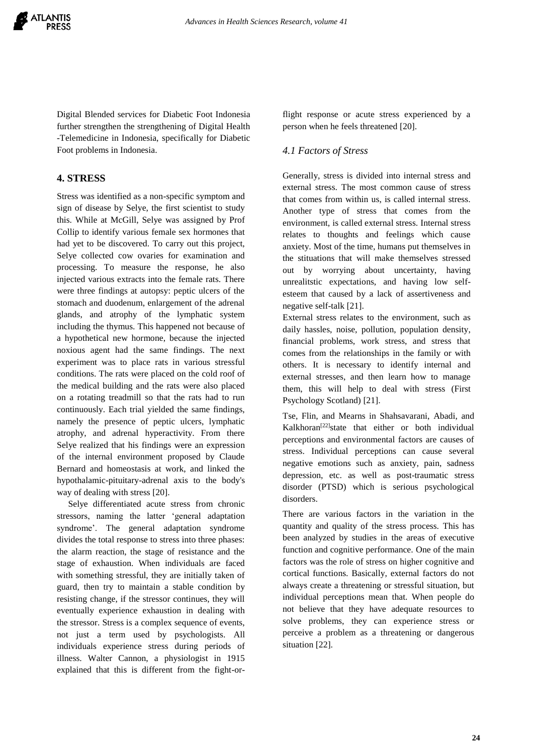Digital Blended services for Diabetic Foot Indonesia further strengthen the strengthening of Digital Health -Telemedicine in Indonesia, specifically for Diabetic Foot problems in Indonesia.

## 4. STRESS

Stress was identified as a non-specific symptom and sign of disease by Selye, the first scientist to study this. While at McGill, Selye was assigned by Prof Collip to identify various female sex hormones that had yet to be discovered. To carry out this project, Selye collected cow ovaries for examination and processing. To measure the response, he also injected various extracts into the female rats. There were three findings at autopsy: peptic ulcers of the stomach and duodenum, enlargement of the adrenal glands, and atrophy of the lymphatic system including the thymus. This happened not because of a hypothetical new hormone, because the injected noxious agent had the same findings. The next experiment was to place rats in various stressful conditions. The rats were placed on the cold roof of the medical building and the rats were also placed on a rotating treadmill so that the rats had to run continuously. Each trial yielded the same findings, namely the presence of peptic ulcers, lymphatic atrophy, and adrenal hyperactivity. From there Selye realized that his findings were an expression of the internal environment proposed by Claude Bernard and homeostasis at work, and linked the hypothalamic-pituitary-adrenal axis to the body's way of dealing with stress [20].

Selye differentiated acute stress from chronic stressors, naming the latter 'general adaptation syndrome'. The general adaptation syndrome divides the total response to stress into three phases: the alarm reaction, the stage of resistance and the stage of exhaustion. When individuals are faced with something stressful, they are initially taken of guard, then try to maintain a stable condition by resisting change, if the stressor continues, they will eventually experience exhaustion in dealing with the stressor. Stress is a complex sequence of events, not just a term used by psychologists. All individuals experience stress during periods of illness. Walter Cannon, a physiologist in 1915 explained that this is different from the fight-or-flight response or acute stress experienced by a person when he feels threatened [20].

### *4.1 Factors of Stress*

Generally, stress is divided into internal stress and external stress. The most common cause of stress that comes from within us, is called internal stress. Another type of stress that comes from the environment, is called external stress. Internal stress relates to thoughts and feelings which cause anxiety. Most of the time, humans put themselves in the stituations that will make themselves stressed out by worrying about uncertainty, having unrealitstic expectations, and having low self-esteem that caused by a lack of assertiveness and negative self-talk [21].

External stress relates to the environment, such as daily hassles, noise, pollution, population density, financial problems, work stress, and stress that comes from the relationships in the family or with others. It is necessary to identify internal and external stresses, and then learn how to manage them, this will help to deal with stress (First Psychology Scotland) [21].

Tse, Flin, and Mearns in Shahsavarani, Abadi, and Kalkhoran[22]state that either or both individual perceptions and environmental factors are causes of stress. Individual perceptions can cause several negative emotions such as anxiety, pain, sadness depression, etc. as well as post-traumatic stress disorder (PTSD) which is serious psychological disorders.

There are various factors in the variation in the quantity and quality of the stress process. This has been analyzed by studies in the areas of executive function and cognitive performance. One of the main factors was the role of stress on higher cognitive and cortical functions. Basically, external factors do not always create a threatening or stressful situation, but individual perceptions mean that. When people do not believe that they have adequate resources to solve problems, they can experience stress or perceive a problem as a threatening or dangerous situation [22].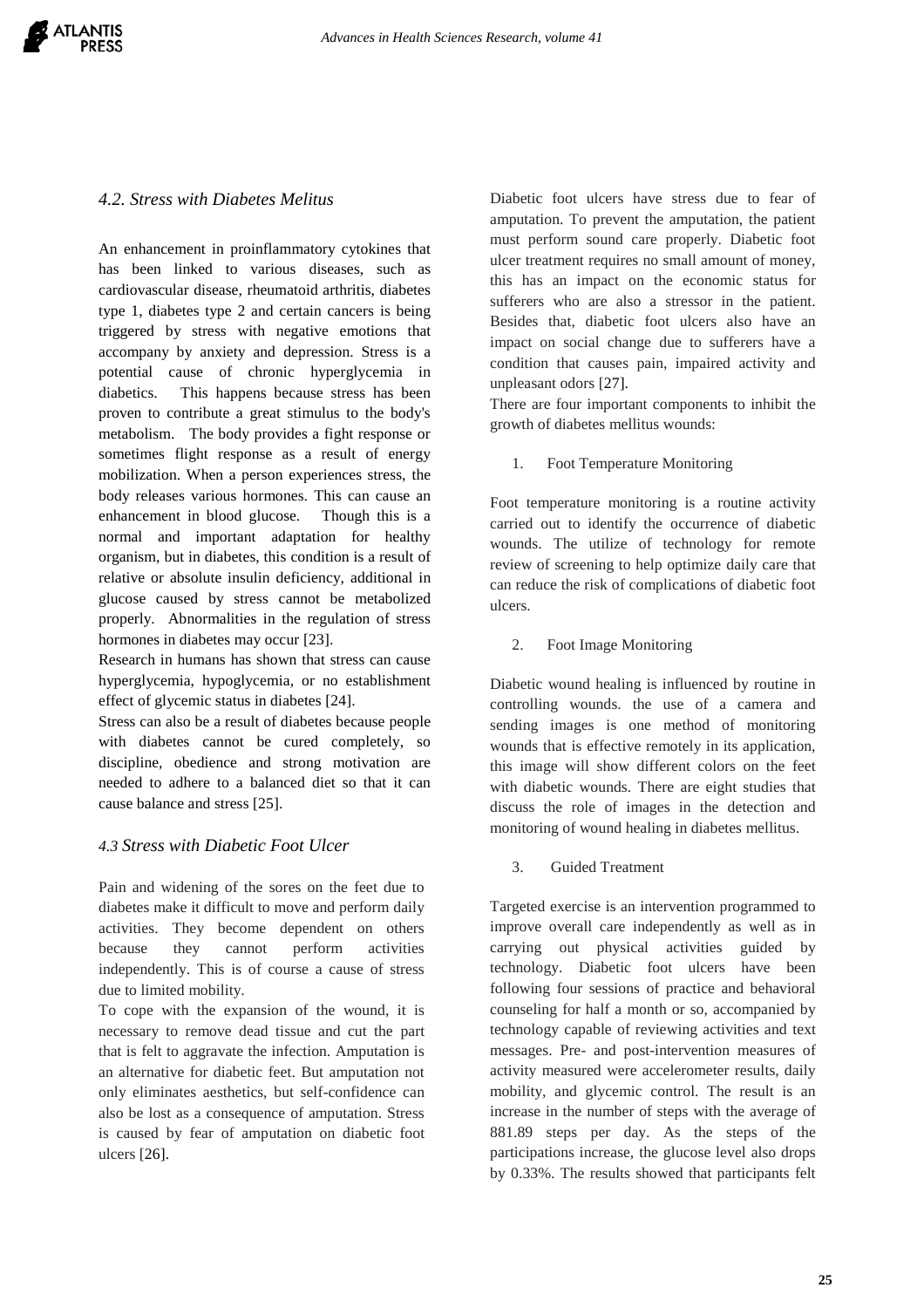### 4.2. Stress with Diabetes Melitus

An enhancement in proinflammatory cytokines that has been linked to various diseases, such as cardiovascular disease, rheumatoid arthritis, diabetes type 1, diabetes type 2 and certain cancers is being triggered by stress with negative emotions that accompany by anxiety and depression. Stress is a potential cause of chronic hyperglycemia in diabetics. This happens because stress has been proven to contribute a great stimulus to the body's metabolism. The body provides a fight response or sometimes flight response as a result of energy mobilization. When a person experiences stress, the body releases various hormones. This can cause an enhancement in blood glucose. Though this is a normal and important adaptation for healthy organism, but in diabetes, this condition is a result of relative or absolute insulin deficiency, additional in glucose caused by stress cannot be metabolized properly. Abnormalities in the regulation of stress hormones in diabetes may occur [23].

Research in humans has shown that stress can cause hyperglycemia, hypoglycemia, or no establishment effect of glycemic status in diabetes [24].

Stress can also be a result of diabetes because people with diabetes cannot be cured completely, so discipline, obedience and strong motivation are needed to adhere to a balanced diet so that it can cause balance and stress [25].

### 4.3 Stress with Diabetic Foot Ulcer

Pain and widening of the sores on the feet due to diabetes make it difficult to move and perform daily activities. They become dependent on others because they cannot perform activities independently. This is of course a cause of stress due to limited mobility.

To cope with the expansion of the wound, it is necessary to remove dead tissue and cut the part that is felt to aggravate the infection. Amputation is an alternative for diabetic feet. But amputation not only eliminates aesthetics, but self-confidence can also be lost as a consequence of amputation. Stress is caused by fear of amputation on diabetic foot ulcers [26].

Diabetic foot ulcers have stress due to fear of amputation. To prevent the amputation, the patient must perform sound care properly. Diabetic foot ulcer treatment requires no small amount of money, this has an impact on the economic status for sufferers who are also a stressor in the patient. Besides that, diabetic foot ulcers also have an impact on social change due to sufferers have a condition that causes pain, impaired activity and unpleasant odors [27].

There are four important components to inhibit the growth of diabetes mellitus wounds:

1. Foot Temperature Monitoring

Foot temperature monitoring is a routine activity carried out to identify the occurrence of diabetic wounds. The utilize of technology for remote review of screening to help optimize daily care that can reduce the risk of complications of diabetic foot ulcers.

2. Foot Image Monitoring

Diabetic wound healing is influenced by routine in controlling wounds. the use of a camera and sending images is one method of monitoring wounds that is effective remotely in its application, this image will show different colors on the feet with diabetic wounds. There are eight studies that discuss the role of images in the detection and monitoring of wound healing in diabetes mellitus.

3. Guided Treatment

Targeted exercise is an intervention programmed to improve overall care independently as well as in carrying out physical activities guided by technology. Diabetic foot ulcers have been following four sessions of practice and behavioral counseling for half a month or so, accompanied by technology capable of reviewing activities and text messages. Pre- and post-intervention measures of activity measured were accelerometer results, daily mobility, and glycemic control. The result is an increase in the number of steps with the average of 881.89 steps per day. As the steps of the participations increase, the glucose level also drops by 0.33%. The results showed that participants felt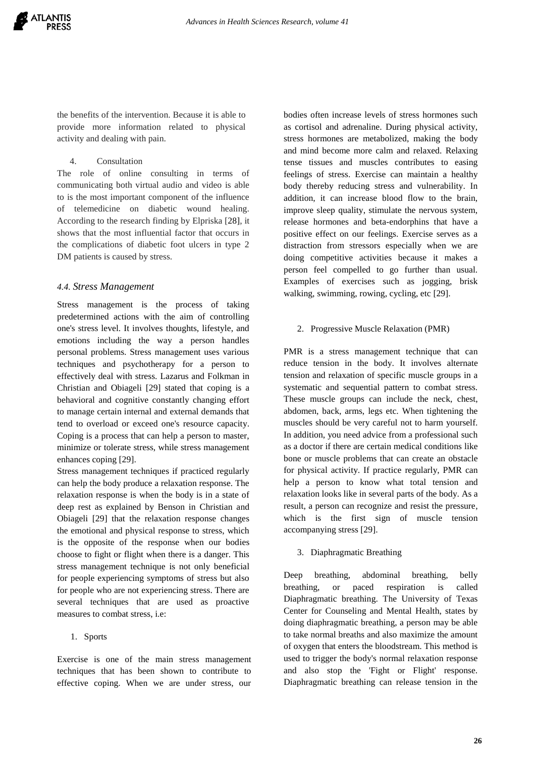the benefits of the intervention. Because it is able to provide more information related to physical activity and dealing with pain.

4. Consultation

The role of online consulting in terms of communicating both virtual audio and video is able to is the most important component of the influence of telemedicine on diabetic wound healing. According to the research finding by Elpriska [28], it shows that the most influential factor that occurs in the complications of diabetic foot ulcers in type 2 DM patients is caused by stress.

### *4.4. Stress Management*

Stress management is the process of taking predetermined actions with the aim of controlling one's stress level. It involves thoughts, lifestyle, and emotions including the way a person handles personal problems. Stress management uses various techniques and psychotherapy for a person to effectively deal with stress. Lazarus and Folkman in Christian and Obiageli [29] stated that coping is a behavioral and cognitive constantly changing effort to manage certain internal and external demands that tend to overload or exceed one's resource capacity. Coping is a process that can help a person to master, minimize or tolerate stress, while stress management enhances coping [29].

Stress management techniques if practiced regularly can help the body produce a relaxation response. The relaxation response is when the body is in a state of deep rest as explained by Benson in Christian and Obiageli [29] that the relaxation response changes the emotional and physical response to stress, which is the opposite of the response when our bodies choose to fight or flight when there is a danger. This stress management technique is not only beneficial for people experiencing symptoms of stress but also for people who are not experiencing stress. There are several techniques that are used as proactive measures to combat stress, i.e:

1. Sports

Exercise is one of the main stress management techniques that has been shown to contribute to effective coping. When we are under stress, our bodies often increase levels of stress hormones such as cortisol and adrenaline. During physical activity, stress hormones are metabolized, making the body and mind become more calm and relaxed. Relaxing tense tissues and muscles contributes to easing feelings of stress. Exercise can maintain a healthy body thereby reducing stress and vulnerability. In addition, it can increase blood flow to the brain, improve sleep quality, stimulate the nervous system, release hormones and beta-endorphins that have a positive effect on our feelings. Exercise serves as a distraction from stressors especially when we are doing competitive activities because it makes a person feel compelled to go further than usual. Examples of exercises such as jogging, brisk walking, swimming, rowing, cycling, etc [29].

2. Progressive Muscle Relaxation (PMR)

PMR is a stress management technique that can reduce tension in the body. It involves alternate tension and relaxation of specific muscle groups in a systematic and sequential pattern to combat stress. These muscle groups can include the neck, chest, abdomen, back, arms, legs etc. When tightening the muscles should be very careful not to harm yourself. In addition, you need advice from a professional such as a doctor if there are certain medical conditions like bone or muscle problems that can create an obstacle for physical activity. If practice regularly, PMR can help a person to know what total tension and relaxation looks like in several parts of the body. As a result, a person can recognize and resist the pressure, which is the first sign of muscle tension accompanying stress [29].

3. Diaphragmatic Breathing

Deep breathing, abdominal breathing, belly breathing, or paced respiration is called Diaphragmatic breathing. The University of Texas Center for Counseling and Mental Health, states by doing diaphragmatic breathing, a person may be able to take normal breaths and also maximize the amount of oxygen that enters the bloodstream. This method is used to trigger the body's normal relaxation response and also stop the 'Fight or Flight' response. Diaphragmatic breathing can release tension in the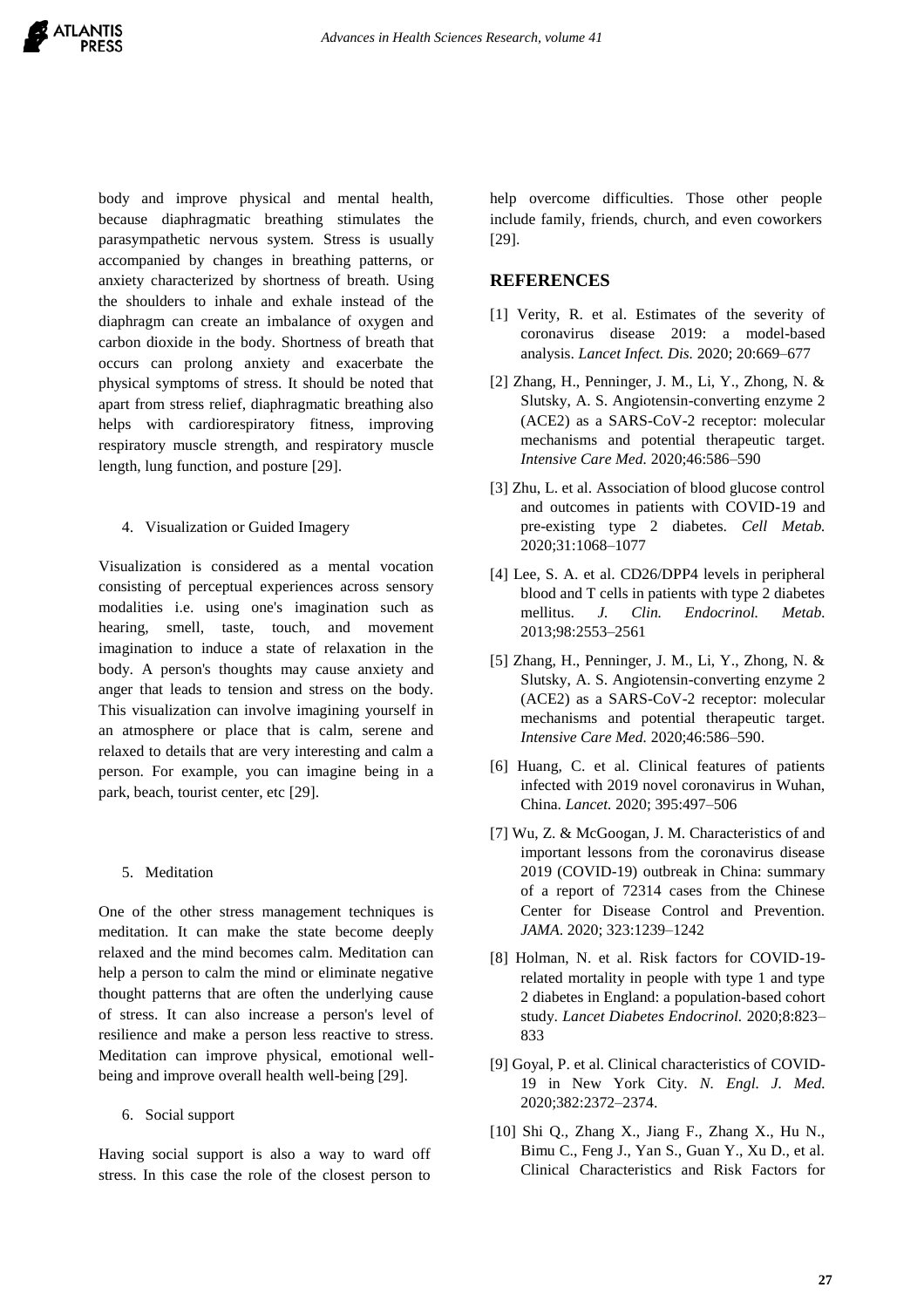body and improve physical and mental health, because diaphragmatic breathing stimulates the parasympathetic nervous system. Stress is usually accompanied by changes in breathing patterns, or anxiety characterized by shortness of breath. Using the shoulders to inhale and exhale instead of the diaphragm can create an imbalance of oxygen and carbon dioxide in the body. Shortness of breath that occurs can prolong anxiety and exacerbate the physical symptoms of stress. It should be noted that apart from stress relief, diaphragmatic breathing also helps with cardiorespiratory fitness, improving respiratory muscle strength, and respiratory muscle length, lung function, and posture [29].

4. Visualization or Guided Imagery

Visualization is considered as a mental vocation consisting of perceptual experiences across sensory modalities i.e. using one's imagination such as hearing, smell, taste, touch, and movement imagination to induce a state of relaxation in the body. A person's thoughts may cause anxiety and anger that leads to tension and stress on the body. This visualization can involve imagining yourself in an atmosphere or place that is calm, serene and relaxed to details that are very interesting and calm a person. For example, you can imagine being in a park, beach, tourist center, etc [29].

5. Meditation

One of the other stress management techniques is meditation. It can make the state become deeply relaxed and the mind becomes calm. Meditation can help a person to calm the mind or eliminate negative thought patterns that are often the underlying cause of stress. It can also increase a person's level of resilience and make a person less reactive to stress. Meditation can improve physical, emotional well-being and improve overall health well-being [29].

6. Social support

Having social support is also a way to ward off stress. In this case the role of the closest person to help overcome difficulties. Those other people include family, friends, church, and even coworkers [29].

## REFERENCES

[1] Verity, R. et al. Estimates of the severity of coronavirus disease 2019: a model-based analysis. *Lancet Infect. Dis.* 2020; 20:669–677

[2] Zhang, H., Penninger, J. M., Li, Y., Zhong, N. & Slutsky, A. S. Angiotensin-converting enzyme 2 (ACE2) as a SARS-CoV-2 receptor: molecular mechanisms and potential therapeutic target. *Intensive Care Med.* 2020;46:586–590

[3] Zhu, L. et al. Association of blood glucose control and outcomes in patients with COVID-19 and pre-existing type 2 diabetes. *Cell Metab.* 2020;31:1068–1077

[4] Lee, S. A. et al. CD26/DPP4 levels in peripheral blood and T cells in patients with type 2 diabetes mellitus. *J. Clin. Endocrinol. Metab.* 2013;98:2553–2561

[5] Zhang, H., Penninger, J. M., Li, Y., Zhong, N. & Slutsky, A. S. Angiotensin-converting enzyme 2 (ACE2) as a SARS-CoV-2 receptor: molecular mechanisms and potential therapeutic target. *Intensive Care Med.* 2020;46:586–590.

[6] Huang, C. et al. Clinical features of patients infected with 2019 novel coronavirus in Wuhan, China. *Lancet.* 2020; 395:497–506

[7] Wu, Z. & McGoogan, J. M. Characteristics of and important lessons from the coronavirus disease 2019 (COVID-19) outbreak in China: summary of a report of 72314 cases from the Chinese Center for Disease Control and Prevention. *JAMA.* 2020; 323:1239–1242

[8] Holman, N. et al. Risk factors for COVID-19-related mortality in people with type 1 and type 2 diabetes in England: a population-based cohort study. *Lancet Diabetes Endocrinol.* 2020;8:823–833

[9] Goyal, P. et al. Clinical characteristics of COVID-19 in New York City. *N. Engl. J. Med.* 2020;382:2372–2374.

[10] Shi Q., Zhang X., Jiang F., Zhang X., Hu N., Bimu C., Feng J., Yan S., Guan Y., Xu D., et al. Clinical Characteristics and Risk Factors for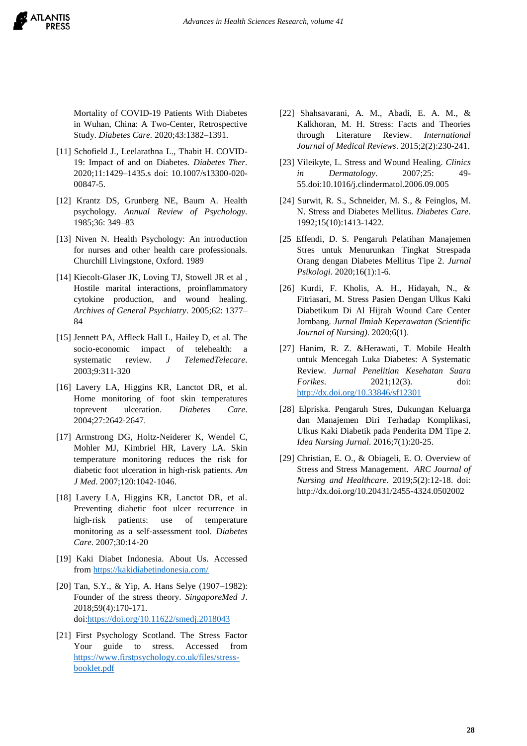Mortality of COVID-19 Patients With Diabetes in Wuhan, China: A Two-Center, Retrospective Study. *Diabetes Care*. 2020;43:1382–1391.

[11] Schofield J., Leelarathna L., Thabit H. COVID-19: Impact of and on Diabetes. *Diabetes Ther.* 2020;11:1429–1435.s doi: 10.1007/s13300-020-00847-5.

[12] Krantz DS, Grunberg NE, Baum A. Health psychology. *Annual Review of Psychology.* 1985;36: 349–83

[13] Niven N. Health Psychology: An introduction for nurses and other health care professionals. Churchill Livingstone, Oxford. 1989

[14] Kiecolt-Glaser JK, Loving TJ, Stowell JR et al , Hostile marital interactions, proinflammatory cytokine production, and wound healing. *Archives of General Psychiatry*. 2005;62: 1377–84

[15] Jennett PA, Affleck Hall L, Hailey D, et al. The socio-economic impact of telehealth: a systematic review. *J TelemedTelecare*. 2003;9:311-320

[16] Lavery LA, Higgins KR, Lanctot DR, et al. Home monitoring of foot skin temperatures toprevent ulceration. *Diabetes Care*. 2004;27:2642-2647.

[17] Armstrong DG, Holtz-Neiderer K, Wendel C, Mohler MJ, Kimbriel HR, Lavery LA. Skin temperature monitoring reduces the risk for diabetic foot ulceration in high-risk patients. *Am J Med*. 2007;120:1042-1046.

[18] Lavery LA, Higgins KR, Lanctot DR, et al. Preventing diabetic foot ulcer recurrence in high-risk patients: use of temperature monitoring as a self-assessment tool. *Diabetes Care*. 2007;30:14-20

[19] Kaki Diabet Indonesia. About Us. Accessed from https://kakidiabetindonesia.com/

[20] Tan, S.Y., & Yip, A. Hans Selye (1907–1982): Founder of the stress theory. *SingaporeMed J*. 2018;59(4):170-171. doi:https://doi.org/10.11622/smedj.2018043

[21] First Psychology Scotland. The Stress Factor Your guide to stress. Accessed from https://www.firstpsychology.co.uk/files/stress-booklet.pdf

[22] Shahsavarani, A. M., Abadi, E. A. M., & Kalkhoran, M. H. Stress: Facts and Theories through Literature Review. *International Journal of Medical Reviews*. 2015;2(2):230-241.

[23] Vileikyte, L. Stress and Wound Healing. *Clinics in Dermatology*. 2007;25: 49-55.doi:10.1016/j.clindermatol.2006.09.005

[24] Surwit, R. S., Schneider, M. S., & Feinglos, M. N. Stress and Diabetes Mellitus. *Diabetes Care*. 1992;15(10):1413-1422.

[25 Effendi, D. S. Pengaruh Pelatihan Manajemen Stres untuk Menurunkan Tingkat Strespada Orang dengan Diabetes Mellitus Tipe 2. *Jurnal Psikologi*. 2020;16(1):1-6.

[26] Kurdi, F. Kholis, A. H., Hidayah, N., & Fitriasari, M. Stress Pasien Dengan Ulkus Kaki Diabetikum Di Al Hijrah Wound Care Center Jombang. *Jurnal Ilmiah Keperawatan (Scientific Journal of Nursing)*. 2020;6(1).

[27] Hanim, R. Z. &Herawati, T. Mobile Health untuk Mencegah Luka Diabetes: A Systematic Review. *Jurnal Penelitian Kesehatan Suara Forikes*. 2021;12(3). doi: http://dx.doi.org/10.33846/sf12301

[28] Elpriska. Pengaruh Stres, Dukungan Keluarga dan Manajemen Diri Terhadap Komplikasi, Ulkus Kaki Diabetik pada Penderita DM Tipe 2. *Idea Nursing Jurnal*. 2016;7(1):20-25.

[29] Christian, E. O., & Obiageli, E. O. Overview of Stress and Stress Management. *ARC Journal of Nursing and Healthcare*. 2019;5(2):12-18. doi: http://dx.doi.org/10.20431/2455-4324.0502002